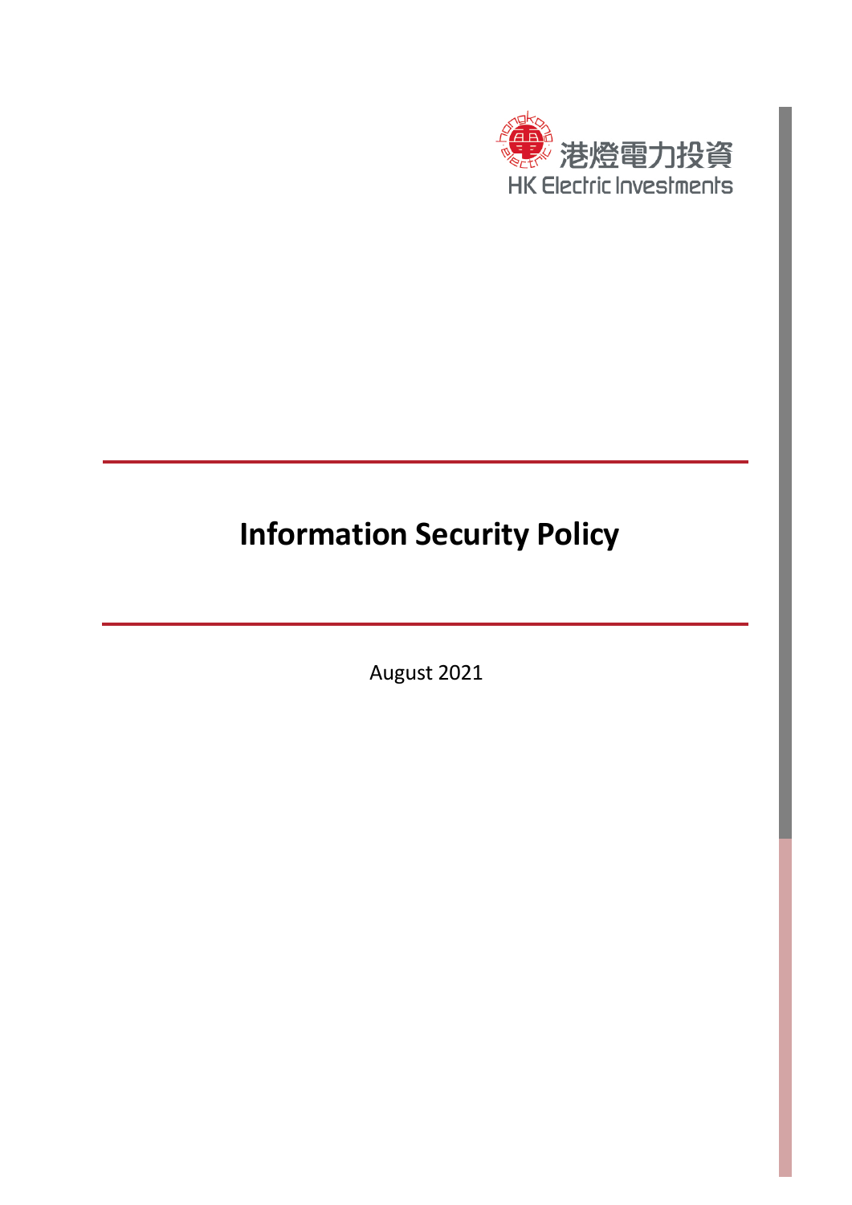港燈電力投資
HK Electric Investments

# Information Security Policy

August 2021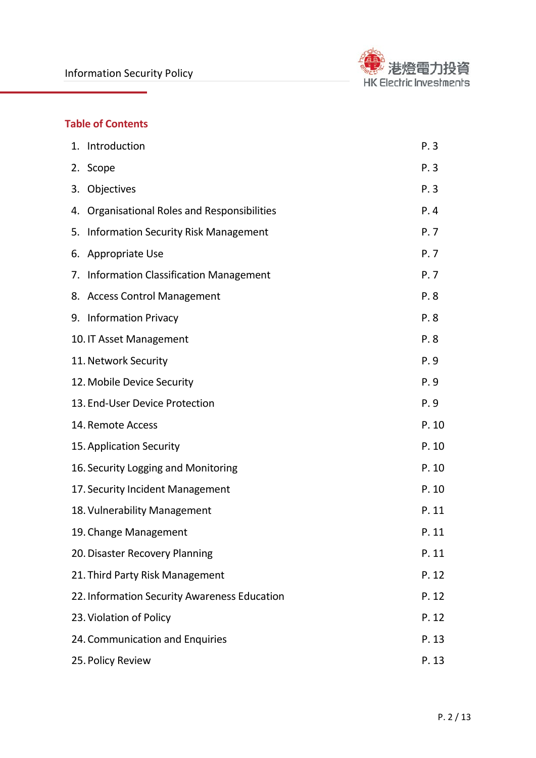## Table of Contents

| | |
|---|---|
| 1. Introduction | P. 3 |
| 2. Scope | P. 3 |
| 3. Objectives | P. 3 |
| 4. Organisational Roles and Responsibilities | P. 4 |
| 5. Information Security Risk Management | P. 7 |
| 6. Appropriate Use | P. 7 |
| 7. Information Classification Management | P. 7 |
| 8. Access Control Management | P. 8 |
| 9. Information Privacy | P. 8 |
| 10. IT Asset Management | P. 8 |
| 11. Network Security | P. 9 |
| 12. Mobile Device Security | P. 9 |
| 13. End-User Device Protection | P. 9 |
| 14. Remote Access | P. 10 |
| 15. Application Security | P. 10 |
| 16. Security Logging and Monitoring | P. 10 |
| 17. Security Incident Management | P. 10 |
| 18. Vulnerability Management | P. 11 |
| 19. Change Management | P. 11 |
| 20. Disaster Recovery Planning | P. 11 |
| 21. Third Party Risk Management | P. 12 |
| 22. Information Security Awareness Education | P. 12 |
| 23. Violation of Policy | P. 12 |
| 24. Communication and Enquiries | P. 13 |
| 25. Policy Review | P. 13 |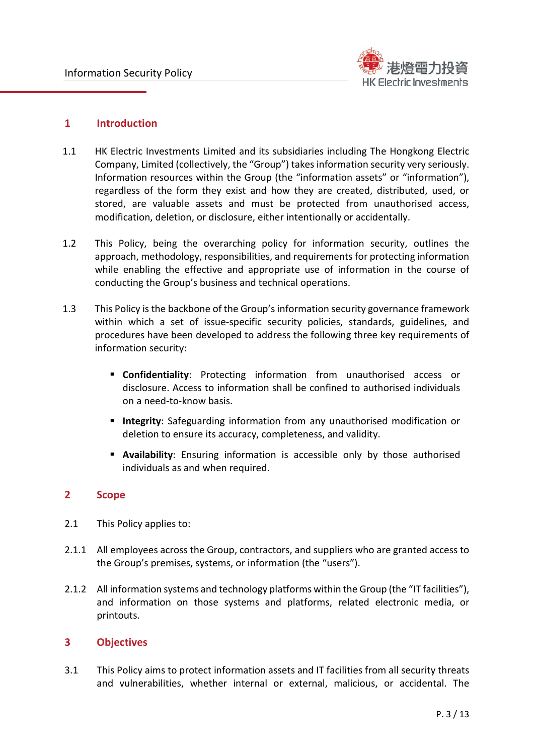## 1 Introduction

1.1 HK Electric Investments Limited and its subsidiaries including The Hongkong Electric Company, Limited (collectively, the "Group") takes information security very seriously. Information resources within the Group (the "information assets" or "information"), regardless of the form they exist and how they are created, distributed, used, or stored, are valuable assets and must be protected from unauthorised access, modification, deletion, or disclosure, either intentionally or accidentally.

1.2 This Policy, being the overarching policy for information security, outlines the approach, methodology, responsibilities, and requirements for protecting information while enabling the effective and appropriate use of information in the course of conducting the Group's business and technical operations.

1.3 This Policy is the backbone of the Group's information security governance framework within which a set of issue-specific security policies, standards, guidelines, and procedures have been developed to address the following three key requirements of information security:

- **Confidentiality**: Protecting information from unauthorised access or disclosure. Access to information shall be confined to authorised individuals on a need-to-know basis.
- **Integrity**: Safeguarding information from any unauthorised modification or deletion to ensure its accuracy, completeness, and validity.
- **Availability**: Ensuring information is accessible only by those authorised individuals as and when required.

## 2 Scope

2.1 This Policy applies to:

2.1.1 All employees across the Group, contractors, and suppliers who are granted access to the Group's premises, systems, or information (the "users").

2.1.2 All information systems and technology platforms within the Group (the "IT facilities"), and information on those systems and platforms, related electronic media, or printouts.

## 3 Objectives

3.1 This Policy aims to protect information assets and IT facilities from all security threats and vulnerabilities, whether internal or external, malicious, or accidental. The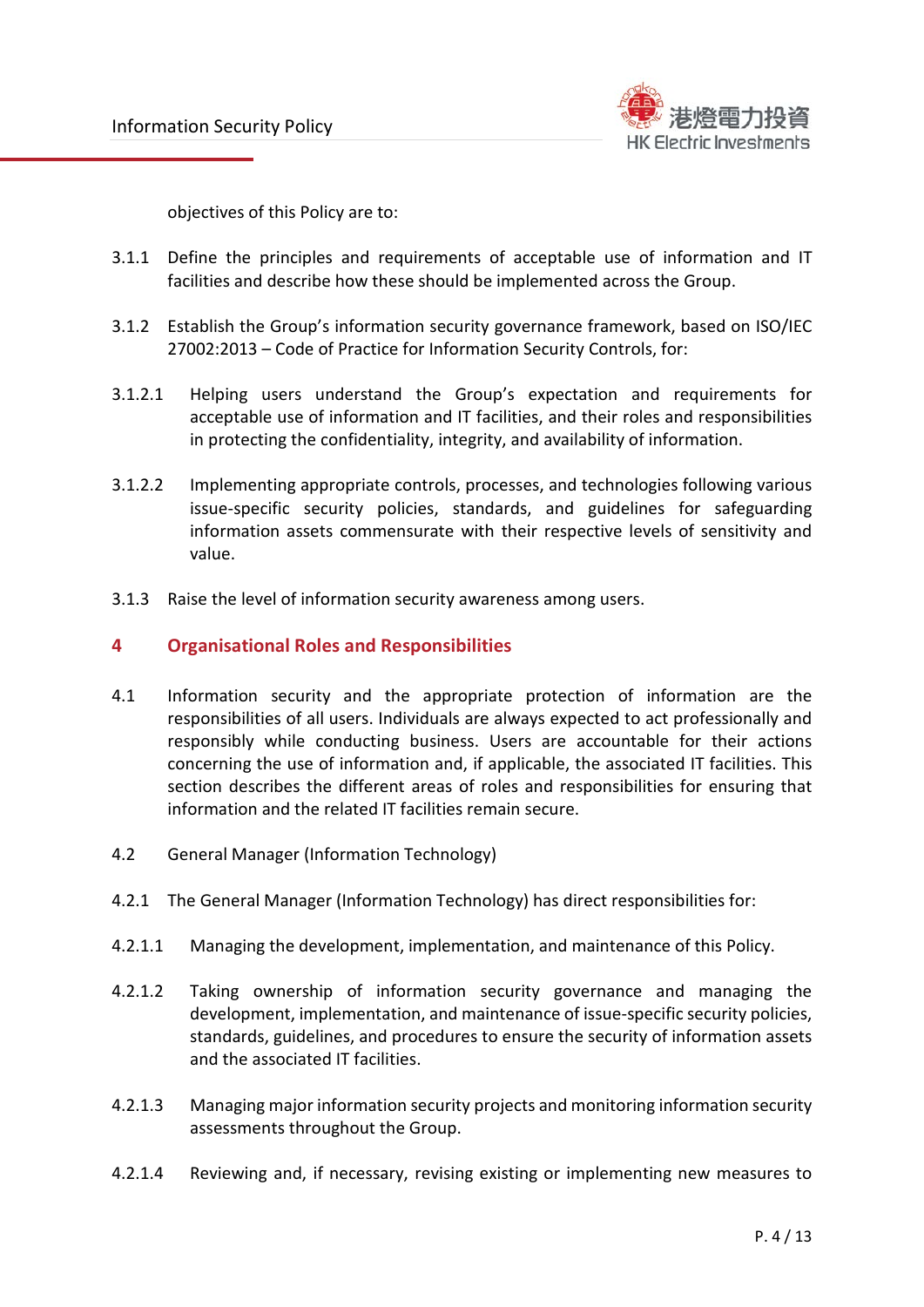objectives of this Policy are to:

3.1.1 Define the principles and requirements of acceptable use of information and IT facilities and describe how these should be implemented across the Group.

3.1.2 Establish the Group's information security governance framework, based on ISO/IEC 27002:2013 – Code of Practice for Information Security Controls, for:

3.1.2.1 Helping users understand the Group's expectation and requirements for acceptable use of information and IT facilities, and their roles and responsibilities in protecting the confidentiality, integrity, and availability of information.

3.1.2.2 Implementing appropriate controls, processes, and technologies following various issue-specific security policies, standards, and guidelines for safeguarding information assets commensurate with their respective levels of sensitivity and value.

3.1.3 Raise the level of information security awareness among users.

## 4 Organisational Roles and Responsibilities

4.1 Information security and the appropriate protection of information are the responsibilities of all users. Individuals are always expected to act professionally and responsibly while conducting business. Users are accountable for their actions concerning the use of information and, if applicable, the associated IT facilities. This section describes the different areas of roles and responsibilities for ensuring that information and the related IT facilities remain secure.

4.2 General Manager (Information Technology)

4.2.1 The General Manager (Information Technology) has direct responsibilities for:

4.2.1.1 Managing the development, implementation, and maintenance of this Policy.

4.2.1.2 Taking ownership of information security governance and managing the development, implementation, and maintenance of issue-specific security policies, standards, guidelines, and procedures to ensure the security of information assets and the associated IT facilities.

4.2.1.3 Managing major information security projects and monitoring information security assessments throughout the Group.

4.2.1.4 Reviewing and, if necessary, revising existing or implementing new measures to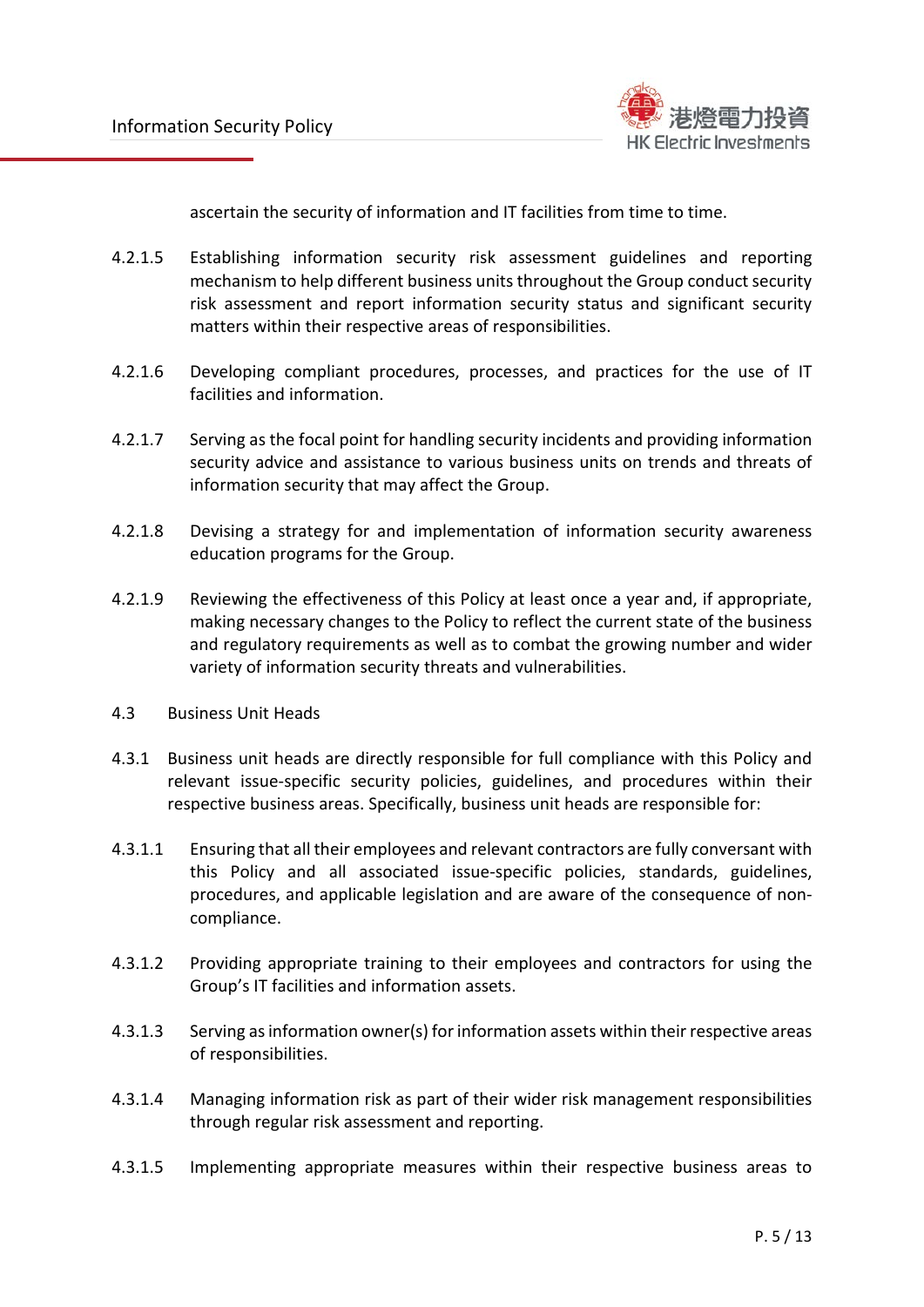ascertain the security of information and IT facilities from time to time.

4.2.1.5 Establishing information security risk assessment guidelines and reporting mechanism to help different business units throughout the Group conduct security risk assessment and report information security status and significant security matters within their respective areas of responsibilities.

4.2.1.6 Developing compliant procedures, processes, and practices for the use of IT facilities and information.

4.2.1.7 Serving as the focal point for handling security incidents and providing information security advice and assistance to various business units on trends and threats of information security that may affect the Group.

4.2.1.8 Devising a strategy for and implementation of information security awareness education programs for the Group.

4.2.1.9 Reviewing the effectiveness of this Policy at least once a year and, if appropriate, making necessary changes to the Policy to reflect the current state of the business and regulatory requirements as well as to combat the growing number and wider variety of information security threats and vulnerabilities.

4.3 Business Unit Heads

4.3.1 Business unit heads are directly responsible for full compliance with this Policy and relevant issue-specific security policies, guidelines, and procedures within their respective business areas. Specifically, business unit heads are responsible for:

4.3.1.1 Ensuring that all their employees and relevant contractors are fully conversant with this Policy and all associated issue-specific policies, standards, guidelines, procedures, and applicable legislation and are aware of the consequence of non-compliance.

4.3.1.2 Providing appropriate training to their employees and contractors for using the Group's IT facilities and information assets.

4.3.1.3 Serving as information owner(s) for information assets within their respective areas of responsibilities.

4.3.1.4 Managing information risk as part of their wider risk management responsibilities through regular risk assessment and reporting.

4.3.1.5 Implementing appropriate measures within their respective business areas to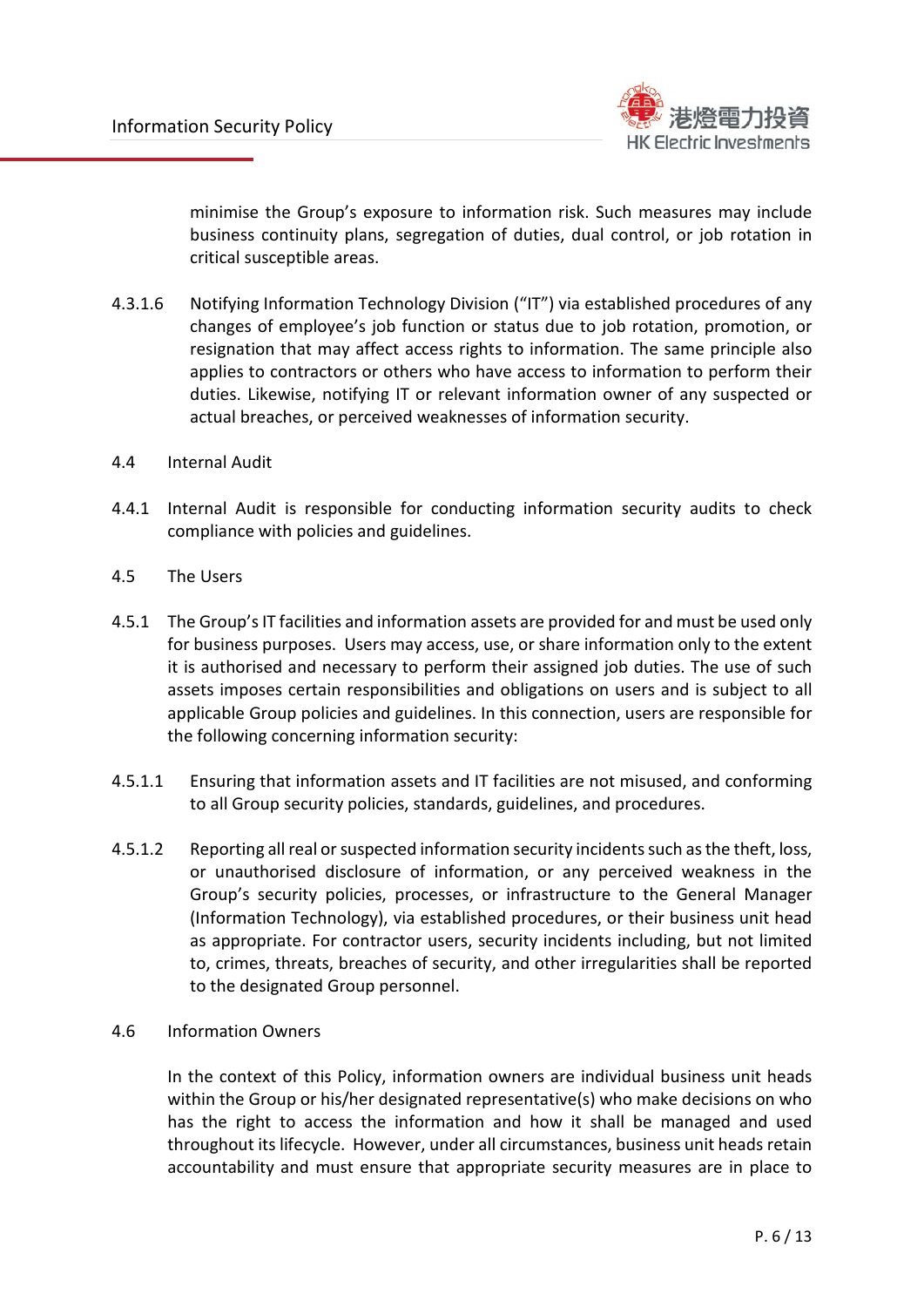minimise the Group's exposure to information risk. Such measures may include business continuity plans, segregation of duties, dual control, or job rotation in critical susceptible areas.

4.3.1.6 Notifying Information Technology Division ("IT") via established procedures of any changes of employee's job function or status due to job rotation, promotion, or resignation that may affect access rights to information. The same principle also applies to contractors or others who have access to information to perform their duties. Likewise, notifying IT or relevant information owner of any suspected or actual breaches, or perceived weaknesses of information security.

4.4 Internal Audit

4.4.1 Internal Audit is responsible for conducting information security audits to check compliance with policies and guidelines.

4.5 The Users

4.5.1 The Group's IT facilities and information assets are provided for and must be used only for business purposes. Users may access, use, or share information only to the extent it is authorised and necessary to perform their assigned job duties. The use of such assets imposes certain responsibilities and obligations on users and is subject to all applicable Group policies and guidelines. In this connection, users are responsible for the following concerning information security:

4.5.1.1 Ensuring that information assets and IT facilities are not misused, and conforming to all Group security policies, standards, guidelines, and procedures.

4.5.1.2 Reporting all real or suspected information security incidents such as the theft, loss, or unauthorised disclosure of information, or any perceived weakness in the Group's security policies, processes, or infrastructure to the General Manager (Information Technology), via established procedures, or their business unit head as appropriate. For contractor users, security incidents including, but not limited to, crimes, threats, breaches of security, and other irregularities shall be reported to the designated Group personnel.

4.6 Information Owners

In the context of this Policy, information owners are individual business unit heads within the Group or his/her designated representative(s) who make decisions on who has the right to access the information and how it shall be managed and used throughout its lifecycle. However, under all circumstances, business unit heads retain accountability and must ensure that appropriate security measures are in place to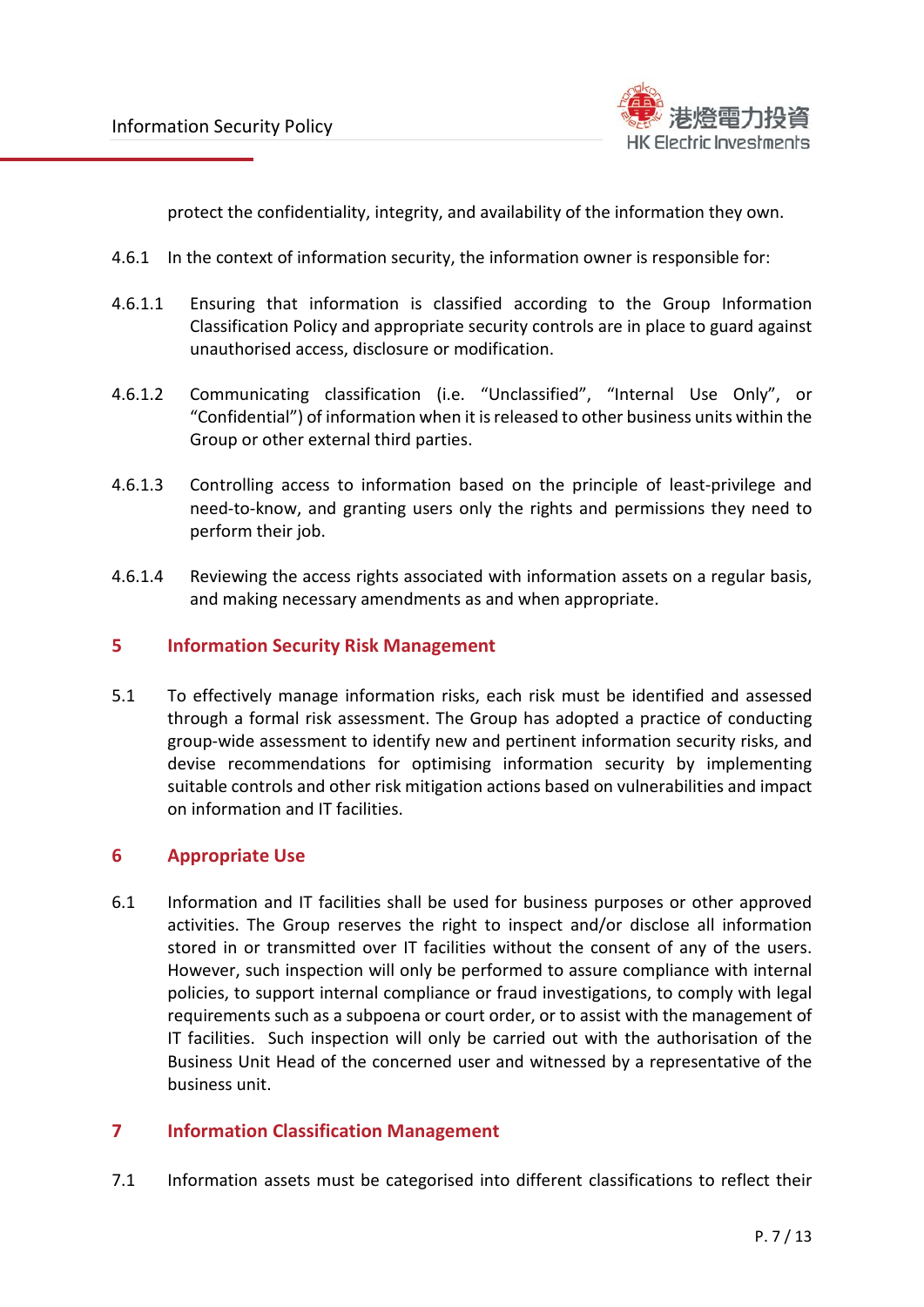protect the confidentiality, integrity, and availability of the information they own.

4.6.1 In the context of information security, the information owner is responsible for:

4.6.1.1 Ensuring that information is classified according to the Group Information Classification Policy and appropriate security controls are in place to guard against unauthorised access, disclosure or modification.

4.6.1.2 Communicating classification (i.e. "Unclassified", "Internal Use Only", or "Confidential") of information when it is released to other business units within the Group or other external third parties.

4.6.1.3 Controlling access to information based on the principle of least-privilege and need-to-know, and granting users only the rights and permissions they need to perform their job.

4.6.1.4 Reviewing the access rights associated with information assets on a regular basis, and making necessary amendments as and when appropriate.

## 5 Information Security Risk Management

5.1 To effectively manage information risks, each risk must be identified and assessed through a formal risk assessment. The Group has adopted a practice of conducting group-wide assessment to identify new and pertinent information security risks, and devise recommendations for optimising information security by implementing suitable controls and other risk mitigation actions based on vulnerabilities and impact on information and IT facilities.

## 6 Appropriate Use

6.1 Information and IT facilities shall be used for business purposes or other approved activities. The Group reserves the right to inspect and/or disclose all information stored in or transmitted over IT facilities without the consent of any of the users. However, such inspection will only be performed to assure compliance with internal policies, to support internal compliance or fraud investigations, to comply with legal requirements such as a subpoena or court order, or to assist with the management of IT facilities. Such inspection will only be carried out with the authorisation of the Business Unit Head of the concerned user and witnessed by a representative of the business unit.

## 7 Information Classification Management

7.1 Information assets must be categorised into different classifications to reflect their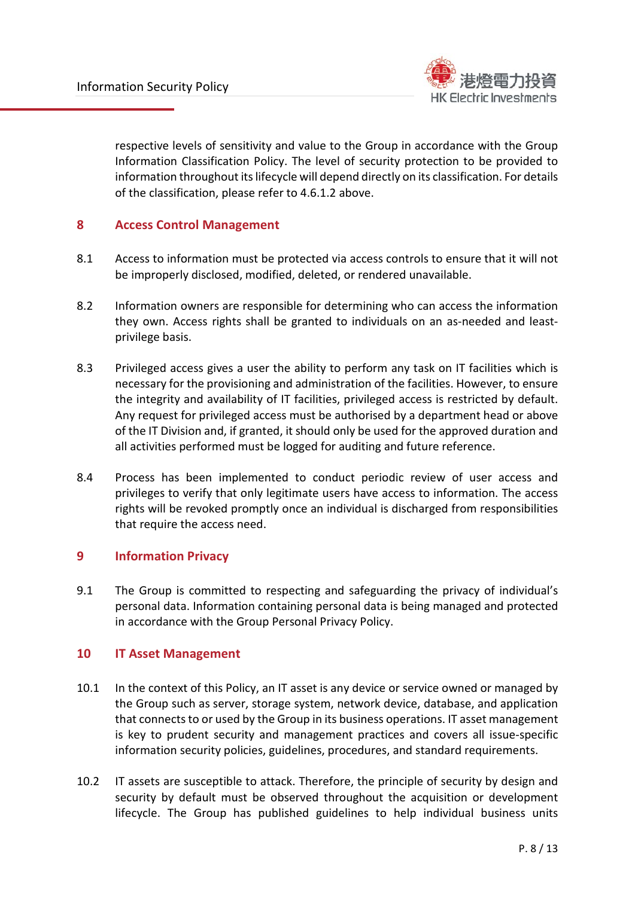respective levels of sensitivity and value to the Group in accordance with the Group Information Classification Policy. The level of security protection to be provided to information throughout its lifecycle will depend directly on its classification. For details of the classification, please refer to 4.6.1.2 above.

## 8 Access Control Management

8.1 Access to information must be protected via access controls to ensure that it will not be improperly disclosed, modified, deleted, or rendered unavailable.

8.2 Information owners are responsible for determining who can access the information they own. Access rights shall be granted to individuals on an as-needed and least-privilege basis.

8.3 Privileged access gives a user the ability to perform any task on IT facilities which is necessary for the provisioning and administration of the facilities. However, to ensure the integrity and availability of IT facilities, privileged access is restricted by default. Any request for privileged access must be authorised by a department head or above of the IT Division and, if granted, it should only be used for the approved duration and all activities performed must be logged for auditing and future reference.

8.4 Process has been implemented to conduct periodic review of user access and privileges to verify that only legitimate users have access to information. The access rights will be revoked promptly once an individual is discharged from responsibilities that require the access need.

## 9 Information Privacy

9.1 The Group is committed to respecting and safeguarding the privacy of individual's personal data. Information containing personal data is being managed and protected in accordance with the Group Personal Privacy Policy.

## 10 IT Asset Management

10.1 In the context of this Policy, an IT asset is any device or service owned or managed by the Group such as server, storage system, network device, database, and application that connects to or used by the Group in its business operations. IT asset management is key to prudent security and management practices and covers all issue-specific information security policies, guidelines, procedures, and standard requirements.

10.2 IT assets are susceptible to attack. Therefore, the principle of security by design and security by default must be observed throughout the acquisition or development lifecycle. The Group has published guidelines to help individual business units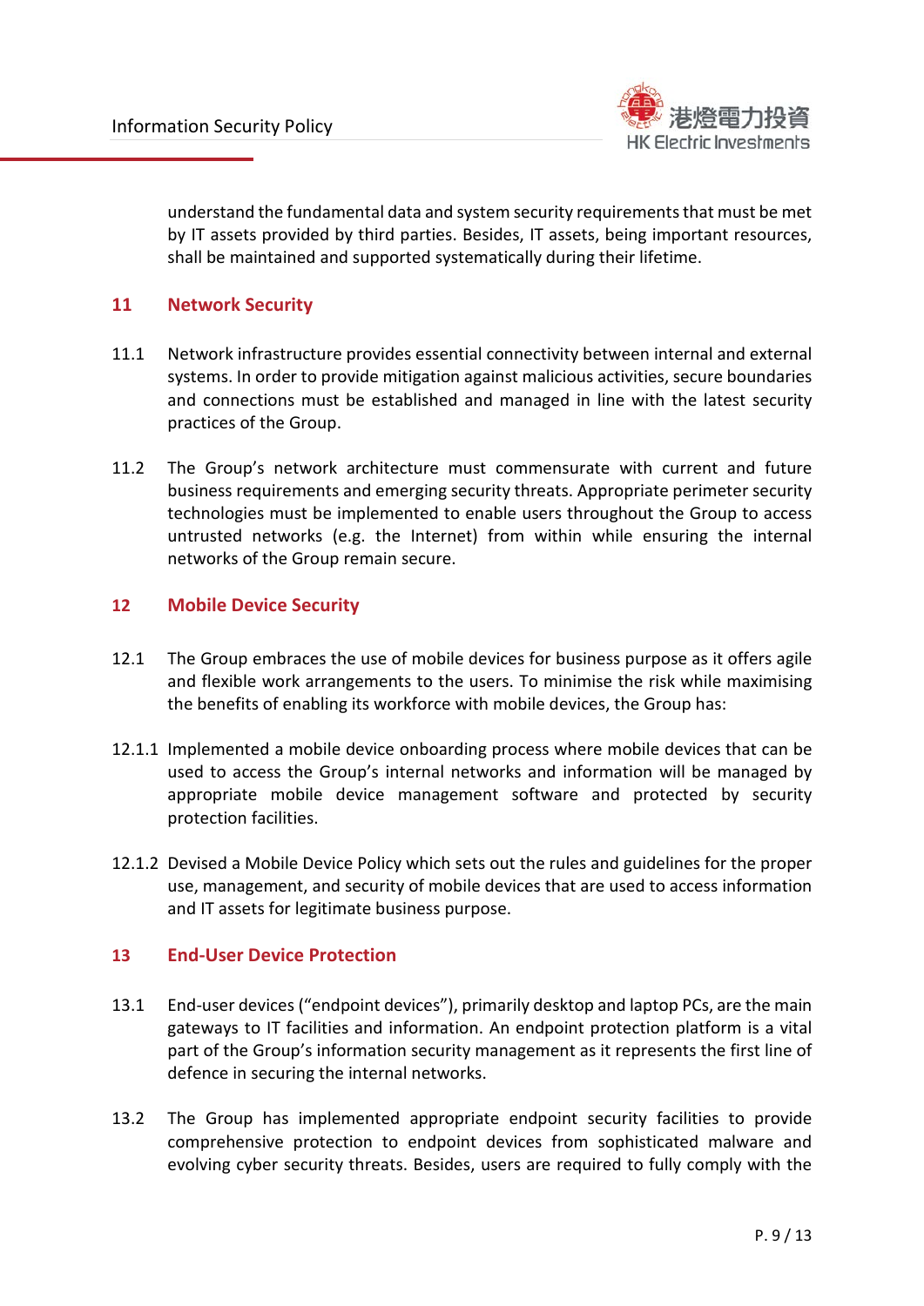understand the fundamental data and system security requirements that must be met by IT assets provided by third parties. Besides, IT assets, being important resources, shall be maintained and supported systematically during their lifetime.

## 11 Network Security

11.1 Network infrastructure provides essential connectivity between internal and external systems. In order to provide mitigation against malicious activities, secure boundaries and connections must be established and managed in line with the latest security practices of the Group.

11.2 The Group's network architecture must commensurate with current and future business requirements and emerging security threats. Appropriate perimeter security technologies must be implemented to enable users throughout the Group to access untrusted networks (e.g. the Internet) from within while ensuring the internal networks of the Group remain secure.

## 12 Mobile Device Security

12.1 The Group embraces the use of mobile devices for business purpose as it offers agile and flexible work arrangements to the users. To minimise the risk while maximising the benefits of enabling its workforce with mobile devices, the Group has:

12.1.1 Implemented a mobile device onboarding process where mobile devices that can be used to access the Group's internal networks and information will be managed by appropriate mobile device management software and protected by security protection facilities.

12.1.2 Devised a Mobile Device Policy which sets out the rules and guidelines for the proper use, management, and security of mobile devices that are used to access information and IT assets for legitimate business purpose.

## 13 End-User Device Protection

13.1 End-user devices ("endpoint devices"), primarily desktop and laptop PCs, are the main gateways to IT facilities and information. An endpoint protection platform is a vital part of the Group's information security management as it represents the first line of defence in securing the internal networks.

13.2 The Group has implemented appropriate endpoint security facilities to provide comprehensive protection to endpoint devices from sophisticated malware and evolving cyber security threats. Besides, users are required to fully comply with the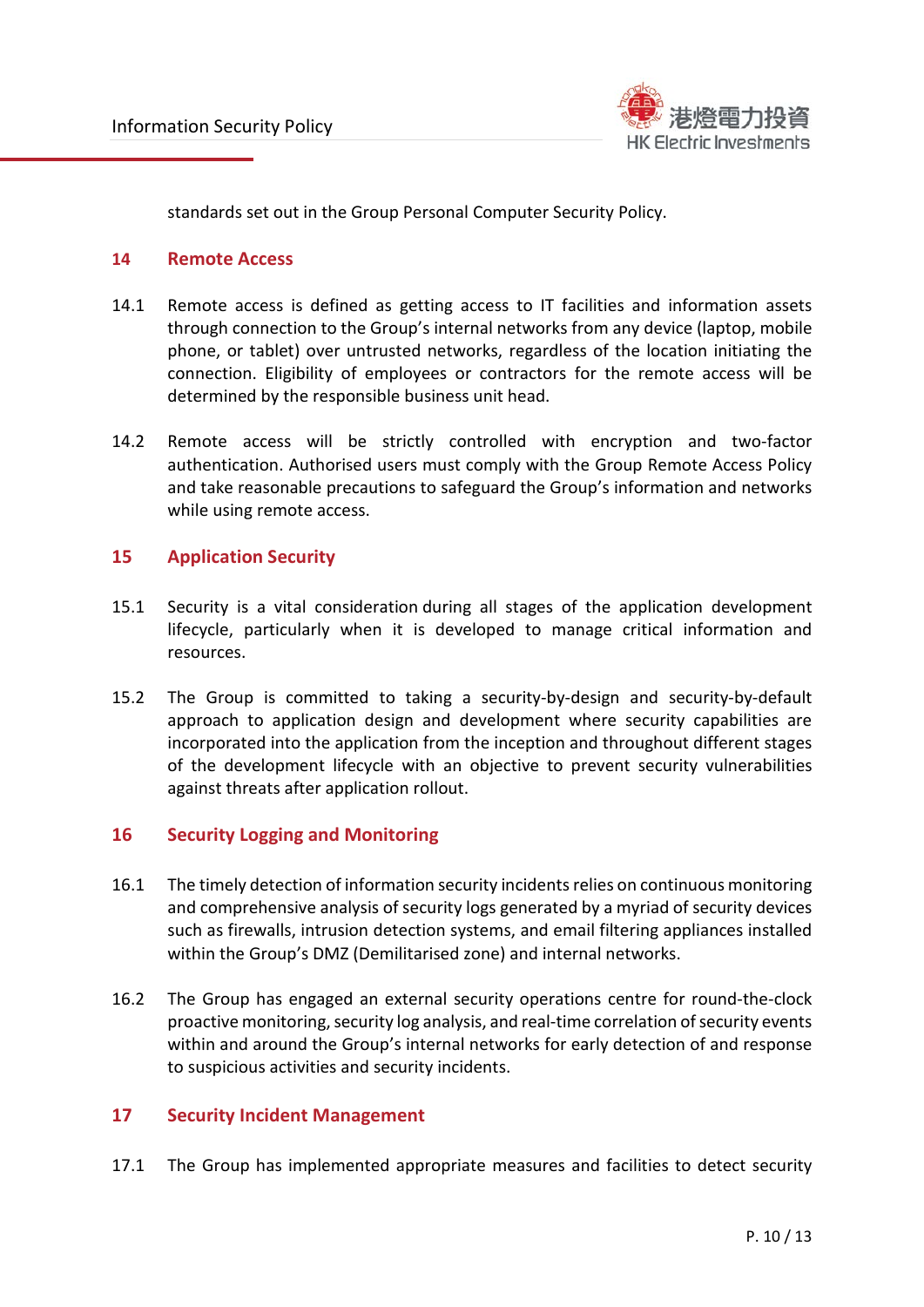standards set out in the Group Personal Computer Security Policy.

## 14 Remote Access

14.1 Remote access is defined as getting access to IT facilities and information assets through connection to the Group's internal networks from any device (laptop, mobile phone, or tablet) over untrusted networks, regardless of the location initiating the connection. Eligibility of employees or contractors for the remote access will be determined by the responsible business unit head.

14.2 Remote access will be strictly controlled with encryption and two-factor authentication. Authorised users must comply with the Group Remote Access Policy and take reasonable precautions to safeguard the Group's information and networks while using remote access.

## 15 Application Security

15.1 Security is a vital consideration during all stages of the application development lifecycle, particularly when it is developed to manage critical information and resources.

15.2 The Group is committed to taking a security-by-design and security-by-default approach to application design and development where security capabilities are incorporated into the application from the inception and throughout different stages of the development lifecycle with an objective to prevent security vulnerabilities against threats after application rollout.

## 16 Security Logging and Monitoring

16.1 The timely detection of information security incidents relies on continuous monitoring and comprehensive analysis of security logs generated by a myriad of security devices such as firewalls, intrusion detection systems, and email filtering appliances installed within the Group's DMZ (Demilitarised zone) and internal networks.

16.2 The Group has engaged an external security operations centre for round-the-clock proactive monitoring, security log analysis, and real-time correlation of security events within and around the Group's internal networks for early detection of and response to suspicious activities and security incidents.

## 17 Security Incident Management

17.1 The Group has implemented appropriate measures and facilities to detect security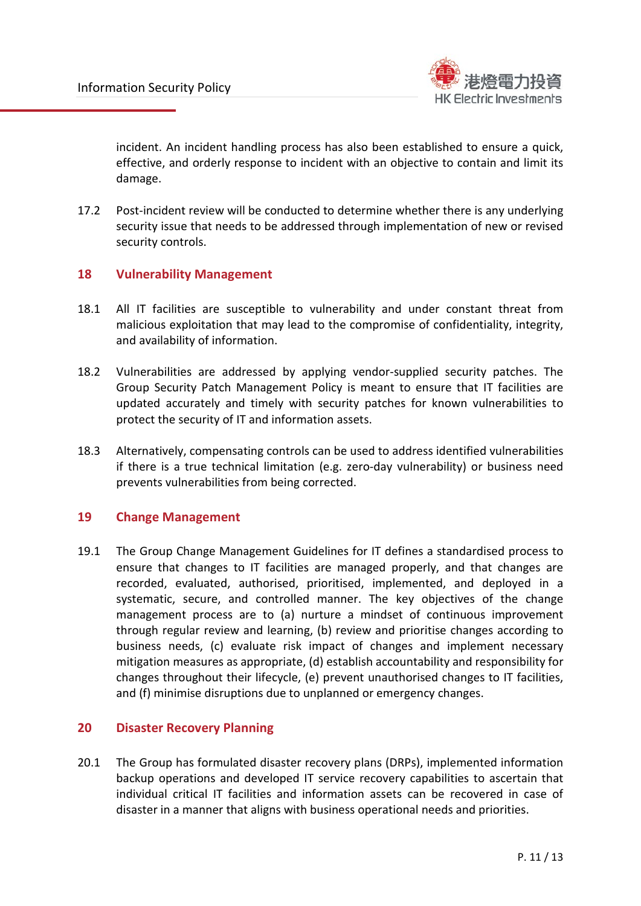incident. An incident handling process has also been established to ensure a quick, effective, and orderly response to incident with an objective to contain and limit its damage.

17.2 Post-incident review will be conducted to determine whether there is any underlying security issue that needs to be addressed through implementation of new or revised security controls.

## 18 Vulnerability Management

18.1 All IT facilities are susceptible to vulnerability and under constant threat from malicious exploitation that may lead to the compromise of confidentiality, integrity, and availability of information.

18.2 Vulnerabilities are addressed by applying vendor-supplied security patches. The Group Security Patch Management Policy is meant to ensure that IT facilities are updated accurately and timely with security patches for known vulnerabilities to protect the security of IT and information assets.

18.3 Alternatively, compensating controls can be used to address identified vulnerabilities if there is a true technical limitation (e.g. zero-day vulnerability) or business need prevents vulnerabilities from being corrected.

## 19 Change Management

19.1 The Group Change Management Guidelines for IT defines a standardised process to ensure that changes to IT facilities are managed properly, and that changes are recorded, evaluated, authorised, prioritised, implemented, and deployed in a systematic, secure, and controlled manner. The key objectives of the change management process are to (a) nurture a mindset of continuous improvement through regular review and learning, (b) review and prioritise changes according to business needs, (c) evaluate risk impact of changes and implement necessary mitigation measures as appropriate, (d) establish accountability and responsibility for changes throughout their lifecycle, (e) prevent unauthorised changes to IT facilities, and (f) minimise disruptions due to unplanned or emergency changes.

## 20 Disaster Recovery Planning

20.1 The Group has formulated disaster recovery plans (DRPs), implemented information backup operations and developed IT service recovery capabilities to ascertain that individual critical IT facilities and information assets can be recovered in case of disaster in a manner that aligns with business operational needs and priorities.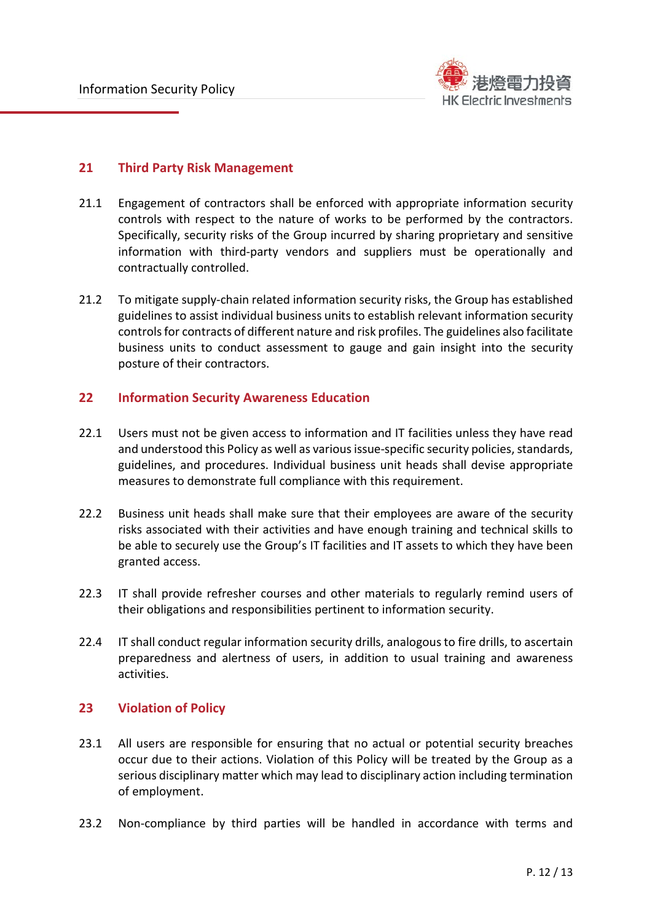## 21 Third Party Risk Management

21.1 Engagement of contractors shall be enforced with appropriate information security controls with respect to the nature of works to be performed by the contractors. Specifically, security risks of the Group incurred by sharing proprietary and sensitive information with third-party vendors and suppliers must be operationally and contractually controlled.

21.2 To mitigate supply-chain related information security risks, the Group has established guidelines to assist individual business units to establish relevant information security controls for contracts of different nature and risk profiles. The guidelines also facilitate business units to conduct assessment to gauge and gain insight into the security posture of their contractors.

## 22 Information Security Awareness Education

22.1 Users must not be given access to information and IT facilities unless they have read and understood this Policy as well as various issue-specific security policies, standards, guidelines, and procedures. Individual business unit heads shall devise appropriate measures to demonstrate full compliance with this requirement.

22.2 Business unit heads shall make sure that their employees are aware of the security risks associated with their activities and have enough training and technical skills to be able to securely use the Group's IT facilities and IT assets to which they have been granted access.

22.3 IT shall provide refresher courses and other materials to regularly remind users of their obligations and responsibilities pertinent to information security.

22.4 IT shall conduct regular information security drills, analogous to fire drills, to ascertain preparedness and alertness of users, in addition to usual training and awareness activities.

## 23 Violation of Policy

23.1 All users are responsible for ensuring that no actual or potential security breaches occur due to their actions. Violation of this Policy will be treated by the Group as a serious disciplinary matter which may lead to disciplinary action including termination of employment.

23.2 Non-compliance by third parties will be handled in accordance with terms and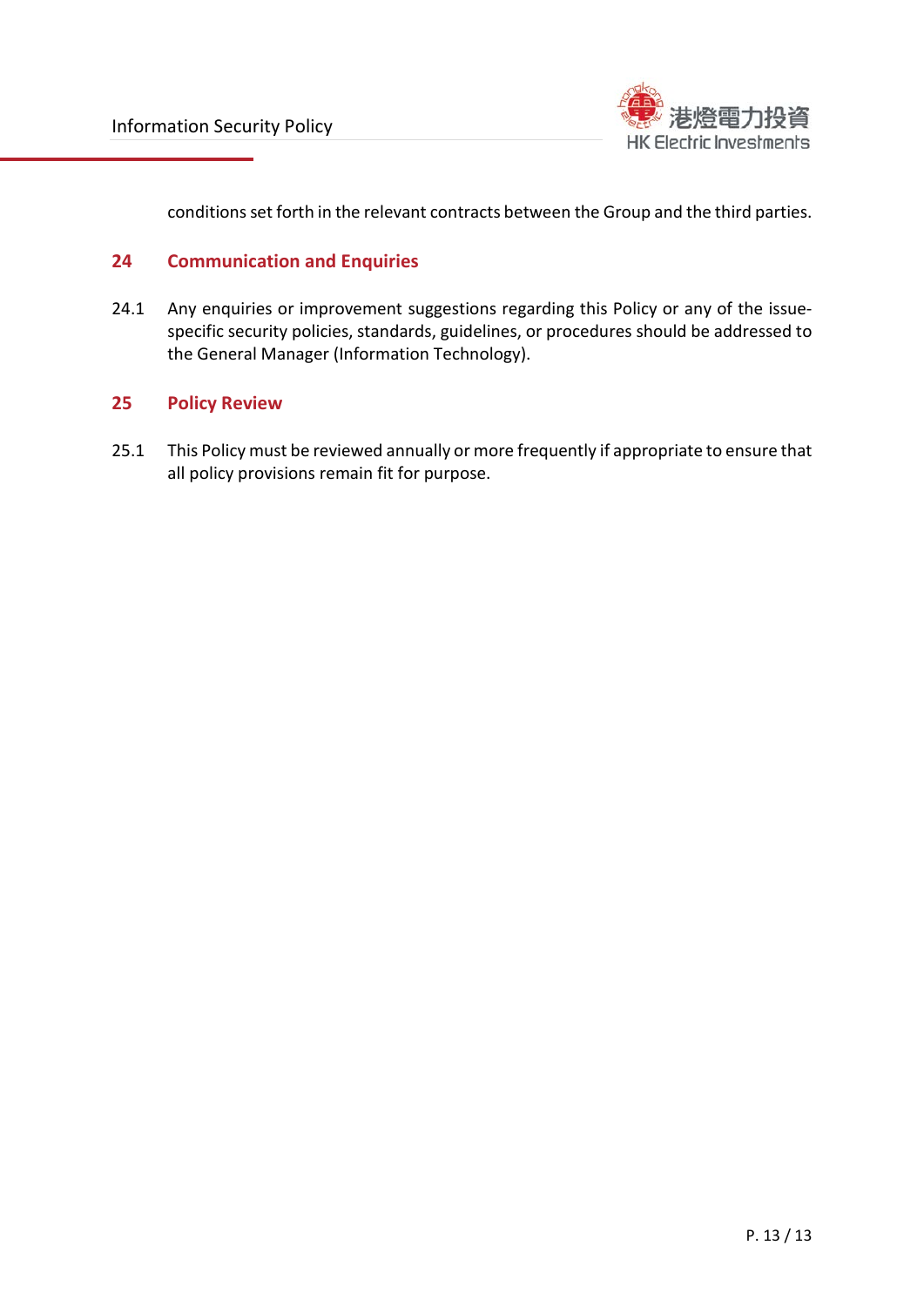conditions set forth in the relevant contracts between the Group and the third parties.

## 24 Communication and Enquiries

24.1 Any enquiries or improvement suggestions regarding this Policy or any of the issue-specific security policies, standards, guidelines, or procedures should be addressed to the General Manager (Information Technology).

## 25 Policy Review

25.1 This Policy must be reviewed annually or more frequently if appropriate to ensure that all policy provisions remain fit for purpose.